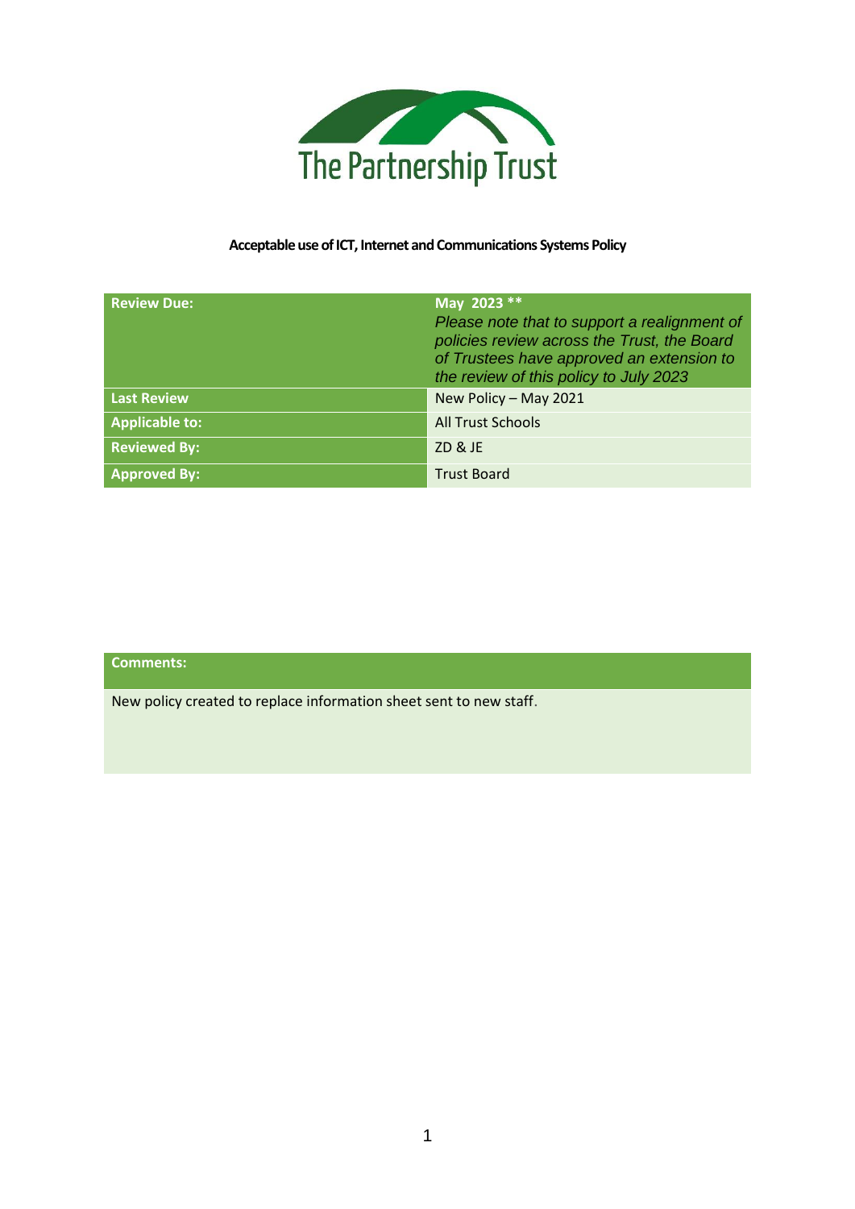The Partnership Trust

**Acceptable use of ICT, Internet and Communications Systems Policy**

| **Review Due:** | **May 2023 \*\***<br>*Please note that to support a realignment of policies review across the Trust, the Board of Trustees have approved an extension to the review of this policy to July 2023* |
|---|---|
| **Last Review** | New Policy – May 2021 |
| **Applicable to:** | All Trust Schools |
| **Reviewed By:** | ZD & JE |
| **Approved By:** | Trust Board |

| **Comments:** |
|---|
| New policy created to replace information sheet sent to new staff. |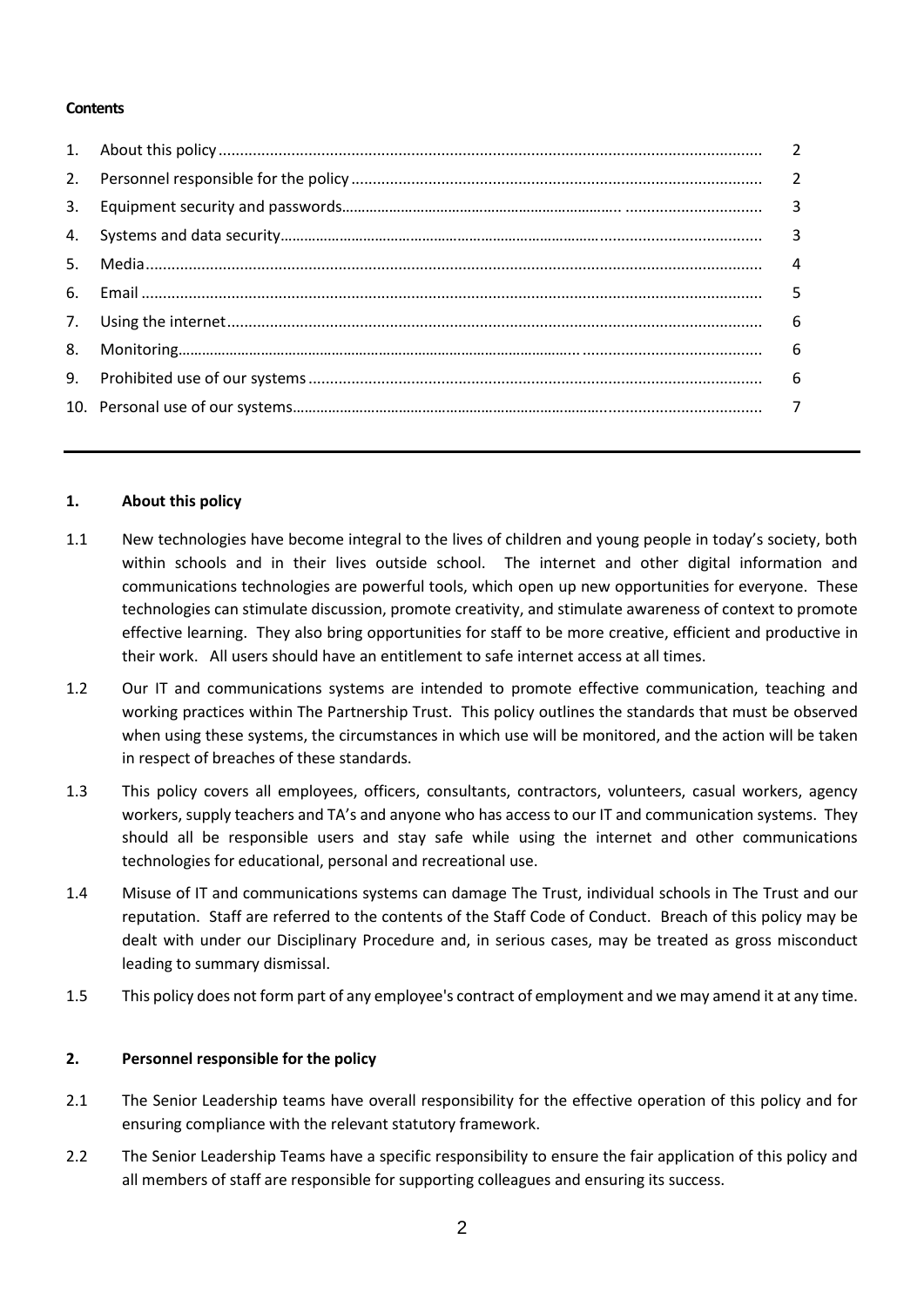**Contents**

| | | |
|---|---|---|
| 1. | About this policy | 2 |
| 2. | Personnel responsible for the policy | 2 |
| 3. | Equipment security and passwords | 3 |
| 4. | Systems and data security | 3 |
| 5. | Media | 4 |
| 6. | Email | 5 |
| 7. | Using the internet | 6 |
| 8. | Monitoring | 6 |
| 9. | Prohibited use of our systems | 6 |
| 10. | Personal use of our systems | 7 |

---

## 1. About this policy

1.1 New technologies have become integral to the lives of children and young people in today's society, both within schools and in their lives outside school. The internet and other digital information and communications technologies are powerful tools, which open up new opportunities for everyone. These technologies can stimulate discussion, promote creativity, and stimulate awareness of context to promote effective learning. They also bring opportunities for staff to be more creative, efficient and productive in their work. All users should have an entitlement to safe internet access at all times.

1.2 Our IT and communications systems are intended to promote effective communication, teaching and working practices within The Partnership Trust. This policy outlines the standards that must be observed when using these systems, the circumstances in which use will be monitored, and the action will be taken in respect of breaches of these standards.

1.3 This policy covers all employees, officers, consultants, contractors, volunteers, casual workers, agency workers, supply teachers and TA's and anyone who has access to our IT and communication systems. They should all be responsible users and stay safe while using the internet and other communications technologies for educational, personal and recreational use.

1.4 Misuse of IT and communications systems can damage The Trust, individual schools in The Trust and our reputation. Staff are referred to the contents of the Staff Code of Conduct. Breach of this policy may be dealt with under our Disciplinary Procedure and, in serious cases, may be treated as gross misconduct leading to summary dismissal.

1.5 This policy does not form part of any employee's contract of employment and we may amend it at any time.

## 2. Personnel responsible for the policy

2.1 The Senior Leadership teams have overall responsibility for the effective operation of this policy and for ensuring compliance with the relevant statutory framework.

2.2 The Senior Leadership Teams have a specific responsibility to ensure the fair application of this policy and all members of staff are responsible for supporting colleagues and ensuring its success.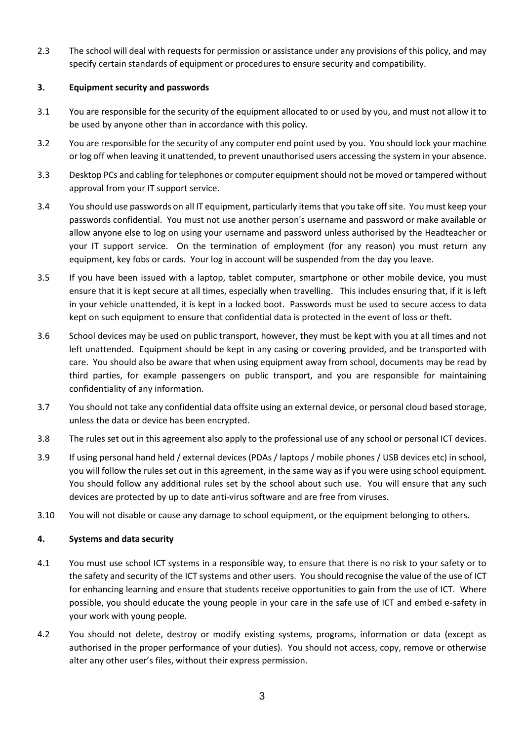2.3 The school will deal with requests for permission or assistance under any provisions of this policy, and may specify certain standards of equipment or procedures to ensure security and compatibility.

**3. Equipment security and passwords**

3.1 You are responsible for the security of the equipment allocated to or used by you, and must not allow it to be used by anyone other than in accordance with this policy.

3.2 You are responsible for the security of any computer end point used by you. You should lock your machine or log off when leaving it unattended, to prevent unauthorised users accessing the system in your absence.

3.3 Desktop PCs and cabling for telephones or computer equipment should not be moved or tampered without approval from your IT support service.

3.4 You should use passwords on all IT equipment, particularly items that you take off site. You must keep your passwords confidential. You must not use another person's username and password or make available or allow anyone else to log on using your username and password unless authorised by the Headteacher or your IT support service. On the termination of employment (for any reason) you must return any equipment, key fobs or cards. Your log in account will be suspended from the day you leave.

3.5 If you have been issued with a laptop, tablet computer, smartphone or other mobile device, you must ensure that it is kept secure at all times, especially when travelling. This includes ensuring that, if it is left in your vehicle unattended, it is kept in a locked boot. Passwords must be used to secure access to data kept on such equipment to ensure that confidential data is protected in the event of loss or theft.

3.6 School devices may be used on public transport, however, they must be kept with you at all times and not left unattended. Equipment should be kept in any casing or covering provided, and be transported with care. You should also be aware that when using equipment away from school, documents may be read by third parties, for example passengers on public transport, and you are responsible for maintaining confidentiality of any information.

3.7 You should not take any confidential data offsite using an external device, or personal cloud based storage, unless the data or device has been encrypted.

3.8 The rules set out in this agreement also apply to the professional use of any school or personal ICT devices.

3.9 If using personal hand held / external devices (PDAs / laptops / mobile phones / USB devices etc) in school, you will follow the rules set out in this agreement, in the same way as if you were using school equipment. You should follow any additional rules set by the school about such use. You will ensure that any such devices are protected by up to date anti-virus software and are free from viruses.

3.10 You will not disable or cause any damage to school equipment, or the equipment belonging to others.

**4. Systems and data security**

4.1 You must use school ICT systems in a responsible way, to ensure that there is no risk to your safety or to the safety and security of the ICT systems and other users. You should recognise the value of the use of ICT for enhancing learning and ensure that students receive opportunities to gain from the use of ICT. Where possible, you should educate the young people in your care in the safe use of ICT and embed e-safety in your work with young people.

4.2 You should not delete, destroy or modify existing systems, programs, information or data (except as authorised in the proper performance of your duties). You should not access, copy, remove or otherwise alter any other user's files, without their express permission.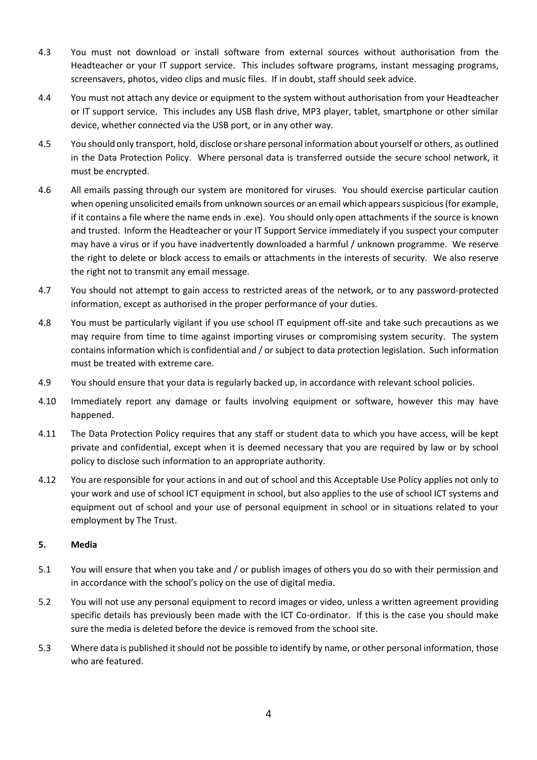4.3 You must not download or install software from external sources without authorisation from the Headteacher or your IT support service. This includes software programs, instant messaging programs, screensavers, photos, video clips and music files. If in doubt, staff should seek advice.

4.4 You must not attach any device or equipment to the system without authorisation from your Headteacher or IT support service. This includes any USB flash drive, MP3 player, tablet, smartphone or other similar device, whether connected via the USB port, or in any other way.

4.5 You should only transport, hold, disclose or share personal information about yourself or others, as outlined in the Data Protection Policy. Where personal data is transferred outside the secure school network, it must be encrypted.

4.6 All emails passing through our system are monitored for viruses. You should exercise particular caution when opening unsolicited emails from unknown sources or an email which appears suspicious (for example, if it contains a file where the name ends in .exe). You should only open attachments if the source is known and trusted. Inform the Headteacher or your IT Support Service immediately if you suspect your computer may have a virus or if you have inadvertently downloaded a harmful / unknown programme. We reserve the right to delete or block access to emails or attachments in the interests of security. We also reserve the right not to transmit any email message.

4.7 You should not attempt to gain access to restricted areas of the network, or to any password-protected information, except as authorised in the proper performance of your duties.

4.8 You must be particularly vigilant if you use school IT equipment off-site and take such precautions as we may require from time to time against importing viruses or compromising system security. The system contains information which is confidential and / or subject to data protection legislation. Such information must be treated with extreme care.

4.9 You should ensure that your data is regularly backed up, in accordance with relevant school policies.

4.10 Immediately report any damage or faults involving equipment or software, however this may have happened.

4.11 The Data Protection Policy requires that any staff or student data to which you have access, will be kept private and confidential, except when it is deemed necessary that you are required by law or by school policy to disclose such information to an appropriate authority.

4.12 You are responsible for your actions in and out of school and this Acceptable Use Policy applies not only to your work and use of school ICT equipment in school, but also applies to the use of school ICT systems and equipment out of school and your use of personal equipment in school or in situations related to your employment by The Trust.

## 5. Media

5.1 You will ensure that when you take and / or publish images of others you do so with their permission and in accordance with the school's policy on the use of digital media.

5.2 You will not use any personal equipment to record images or video, unless a written agreement providing specific details has previously been made with the ICT Co-ordinator. If this is the case you should make sure the media is deleted before the device is removed from the school site.

5.3 Where data is published it should not be possible to identify by name, or other personal information, those who are featured.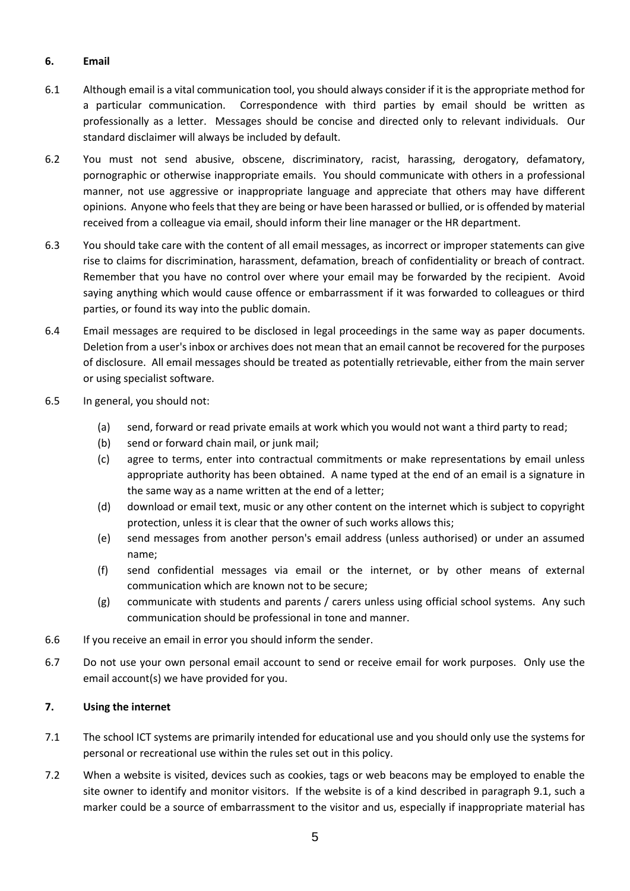## 6. Email

6.1 Although email is a vital communication tool, you should always consider if it is the appropriate method for a particular communication. Correspondence with third parties by email should be written as professionally as a letter. Messages should be concise and directed only to relevant individuals. Our standard disclaimer will always be included by default.

6.2 You must not send abusive, obscene, discriminatory, racist, harassing, derogatory, defamatory, pornographic or otherwise inappropriate emails. You should communicate with others in a professional manner, not use aggressive or inappropriate language and appreciate that others may have different opinions. Anyone who feels that they are being or have been harassed or bullied, or is offended by material received from a colleague via email, should inform their line manager or the HR department.

6.3 You should take care with the content of all email messages, as incorrect or improper statements can give rise to claims for discrimination, harassment, defamation, breach of confidentiality or breach of contract. Remember that you have no control over where your email may be forwarded by the recipient. Avoid saying anything which would cause offence or embarrassment if it was forwarded to colleagues or third parties, or found its way into the public domain.

6.4 Email messages are required to be disclosed in legal proceedings in the same way as paper documents. Deletion from a user's inbox or archives does not mean that an email cannot be recovered for the purposes of disclosure. All email messages should be treated as potentially retrievable, either from the main server or using specialist software.

6.5 In general, you should not:

- (a) send, forward or read private emails at work which you would not want a third party to read;
- (b) send or forward chain mail, or junk mail;
- (c) agree to terms, enter into contractual commitments or make representations by email unless appropriate authority has been obtained. A name typed at the end of an email is a signature in the same way as a name written at the end of a letter;
- (d) download or email text, music or any other content on the internet which is subject to copyright protection, unless it is clear that the owner of such works allows this;
- (e) send messages from another person's email address (unless authorised) or under an assumed name;
- (f) send confidential messages via email or the internet, or by other means of external communication which are known not to be secure;
- (g) communicate with students and parents / carers unless using official school systems. Any such communication should be professional in tone and manner.

6.6 If you receive an email in error you should inform the sender.

6.7 Do not use your own personal email account to send or receive email for work purposes. Only use the email account(s) we have provided for you.

## 7. Using the internet

7.1 The school ICT systems are primarily intended for educational use and you should only use the systems for personal or recreational use within the rules set out in this policy.

7.2 When a website is visited, devices such as cookies, tags or web beacons may be employed to enable the site owner to identify and monitor visitors. If the website is of a kind described in paragraph 9.1, such a marker could be a source of embarrassment to the visitor and us, especially if inappropriate material has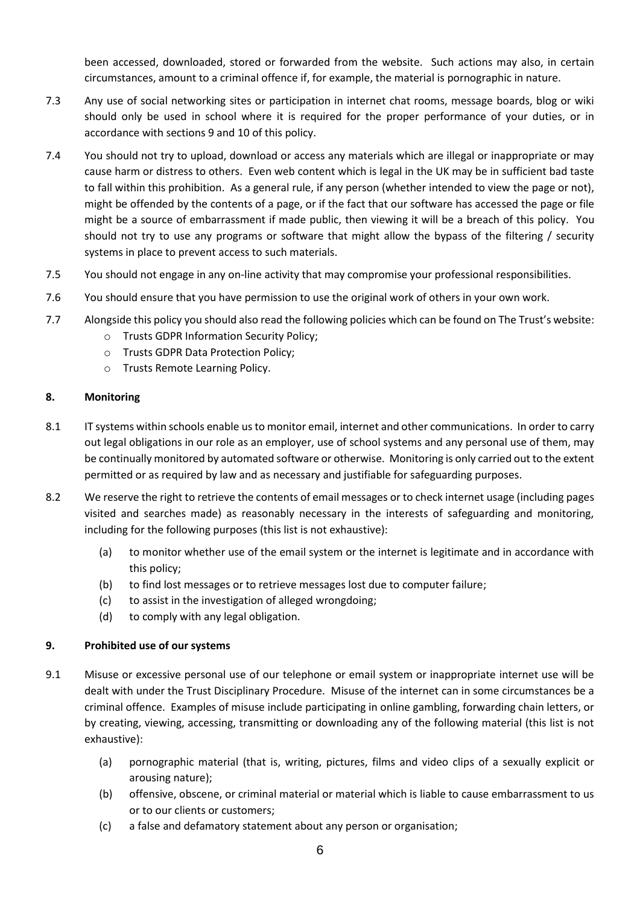been accessed, downloaded, stored or forwarded from the website. Such actions may also, in certain circumstances, amount to a criminal offence if, for example, the material is pornographic in nature.

7.3 Any use of social networking sites or participation in internet chat rooms, message boards, blog or wiki should only be used in school where it is required for the proper performance of your duties, or in accordance with sections 9 and 10 of this policy.

7.4 You should not try to upload, download or access any materials which are illegal or inappropriate or may cause harm or distress to others. Even web content which is legal in the UK may be in sufficient bad taste to fall within this prohibition. As a general rule, if any person (whether intended to view the page or not), might be offended by the contents of a page, or if the fact that our software has accessed the page or file might be a source of embarrassment if made public, then viewing it will be a breach of this policy. You should not try to use any programs or software that might allow the bypass of the filtering / security systems in place to prevent access to such materials.

7.5 You should not engage in any on-line activity that may compromise your professional responsibilities.

7.6 You should ensure that you have permission to use the original work of others in your own work.

7.7 Alongside this policy you should also read the following policies which can be found on The Trust's website:

- Trusts GDPR Information Security Policy;
- Trusts GDPR Data Protection Policy;
- Trusts Remote Learning Policy.

**8. Monitoring**

8.1 IT systems within schools enable us to monitor email, internet and other communications. In order to carry out legal obligations in our role as an employer, use of school systems and any personal use of them, may be continually monitored by automated software or otherwise. Monitoring is only carried out to the extent permitted or as required by law and as necessary and justifiable for safeguarding purposes.

8.2 We reserve the right to retrieve the contents of email messages or to check internet usage (including pages visited and searches made) as reasonably necessary in the interests of safeguarding and monitoring, including for the following purposes (this list is not exhaustive):

(a) to monitor whether use of the email system or the internet is legitimate and in accordance with this policy;
(b) to find lost messages or to retrieve messages lost due to computer failure;
(c) to assist in the investigation of alleged wrongdoing;
(d) to comply with any legal obligation.

**9. Prohibited use of our systems**

9.1 Misuse or excessive personal use of our telephone or email system or inappropriate internet use will be dealt with under the Trust Disciplinary Procedure. Misuse of the internet can in some circumstances be a criminal offence. Examples of misuse include participating in online gambling, forwarding chain letters, or by creating, viewing, accessing, transmitting or downloading any of the following material (this list is not exhaustive):

(a) pornographic material (that is, writing, pictures, films and video clips of a sexually explicit or arousing nature);
(b) offensive, obscene, or criminal material or material which is liable to cause embarrassment to us or to our clients or customers;
(c) a false and defamatory statement about any person or organisation;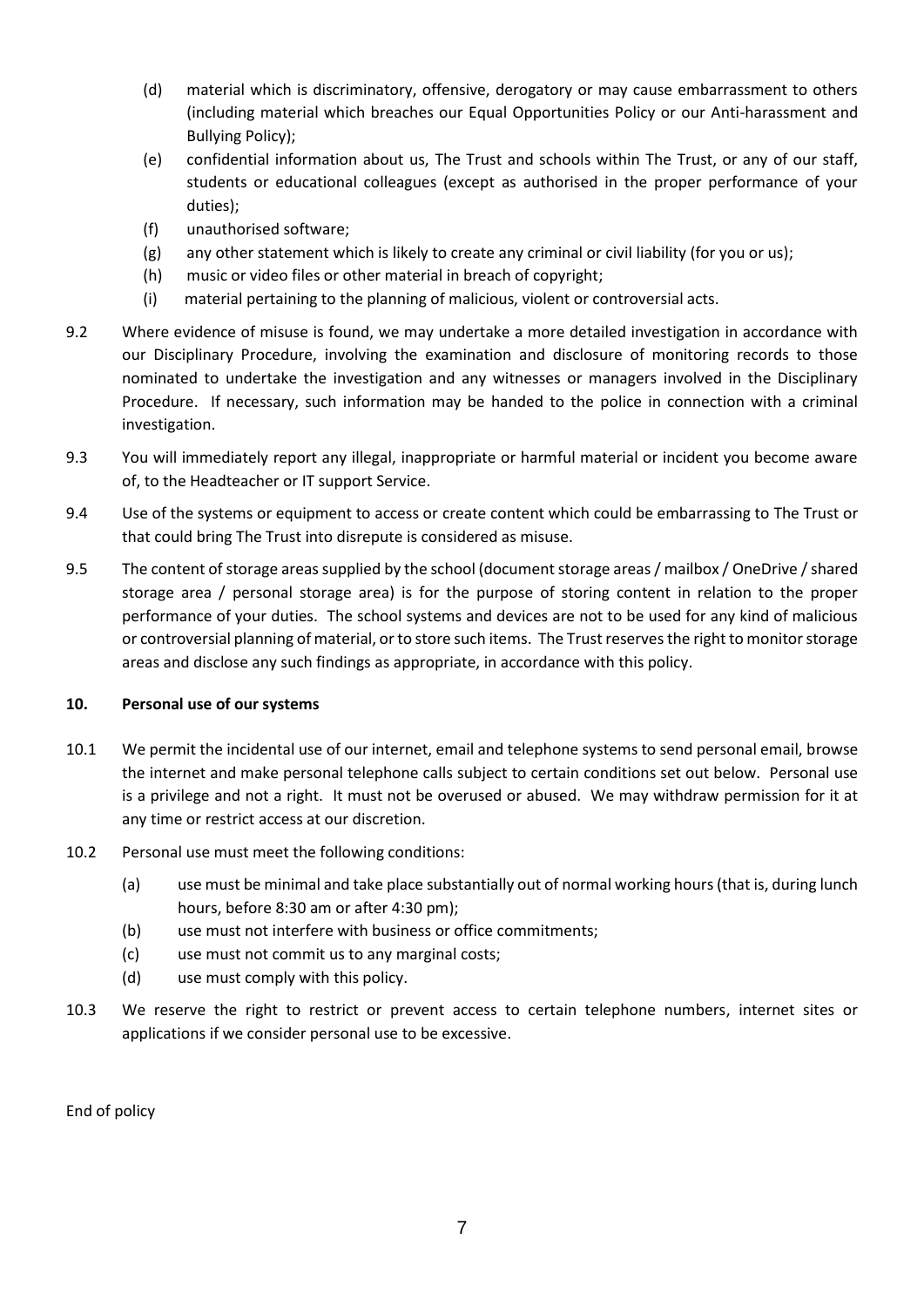(d) material which is discriminatory, offensive, derogatory or may cause embarrassment to others (including material which breaches our Equal Opportunities Policy or our Anti-harassment and Bullying Policy);

(e) confidential information about us, The Trust and schools within The Trust, or any of our staff, students or educational colleagues (except as authorised in the proper performance of your duties);

(f) unauthorised software;

(g) any other statement which is likely to create any criminal or civil liability (for you or us);

(h) music or video files or other material in breach of copyright;

(i) material pertaining to the planning of malicious, violent or controversial acts.

9.2 Where evidence of misuse is found, we may undertake a more detailed investigation in accordance with our Disciplinary Procedure, involving the examination and disclosure of monitoring records to those nominated to undertake the investigation and any witnesses or managers involved in the Disciplinary Procedure. If necessary, such information may be handed to the police in connection with a criminal investigation.

9.3 You will immediately report any illegal, inappropriate or harmful material or incident you become aware of, to the Headteacher or IT support Service.

9.4 Use of the systems or equipment to access or create content which could be embarrassing to The Trust or that could bring The Trust into disrepute is considered as misuse.

9.5 The content of storage areas supplied by the school (document storage areas / mailbox / OneDrive / shared storage area / personal storage area) is for the purpose of storing content in relation to the proper performance of your duties. The school systems and devices are not to be used for any kind of malicious or controversial planning of material, or to store such items. The Trust reserves the right to monitor storage areas and disclose any such findings as appropriate, in accordance with this policy.

## 10. Personal use of our systems

10.1 We permit the incidental use of our internet, email and telephone systems to send personal email, browse the internet and make personal telephone calls subject to certain conditions set out below. Personal use is a privilege and not a right. It must not be overused or abused. We may withdraw permission for it at any time or restrict access at our discretion.

10.2 Personal use must meet the following conditions:

(a) use must be minimal and take place substantially out of normal working hours (that is, during lunch hours, before 8:30 am or after 4:30 pm);

(b) use must not interfere with business or office commitments;

(c) use must not commit us to any marginal costs;

(d) use must comply with this policy.

10.3 We reserve the right to restrict or prevent access to certain telephone numbers, internet sites or applications if we consider personal use to be excessive.

End of policy